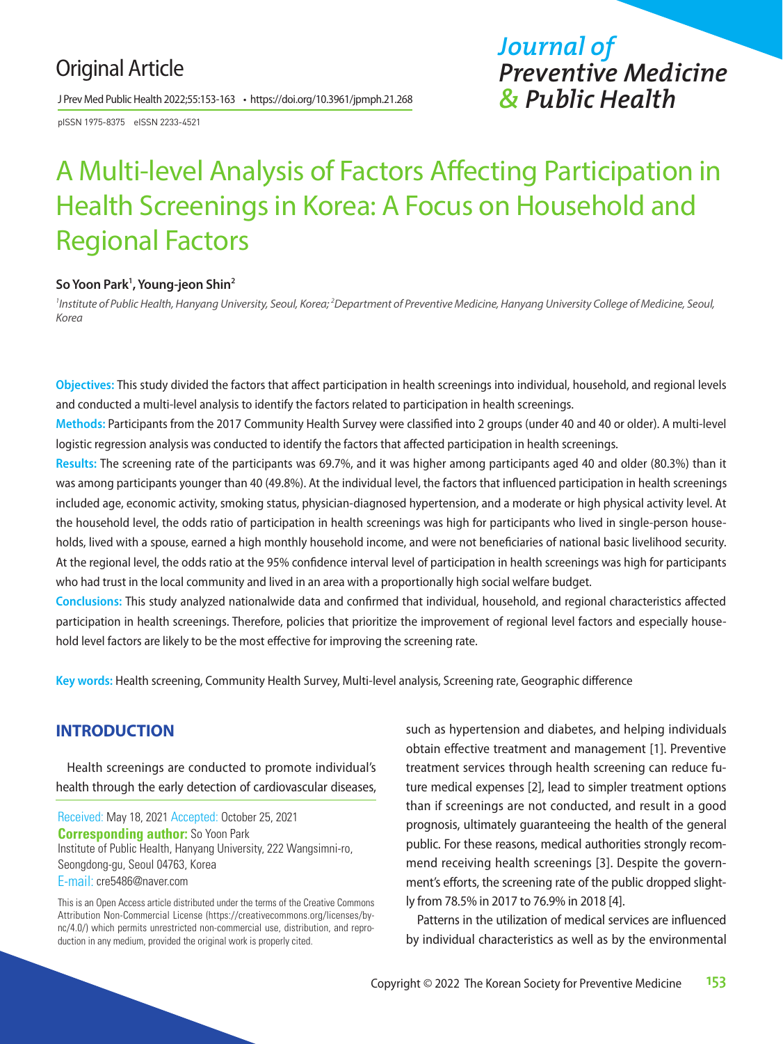Original Article

# A Multi-level Analysis of Factors Affecting Participation in Health Screenings in Korea: A Focus on Household and Regional Factors

**So Yoon Park[1], Young-jeon Shin[2]**

*[1]Institute of Public Health, Hanyang University, Seoul, Korea; [2]Department of Preventive Medicine, Hanyang University College of Medicine, Seoul, Korea*

**Objectives:** This study divided the factors that affect participation in health screenings into individual, household, and regional levels and conducted a multi-level analysis to identify the factors related to participation in health screenings.

**Methods:** Participants from the 2017 Community Health Survey were classified into 2 groups (under 40 and 40 or older). A multi-level logistic regression analysis was conducted to identify the factors that affected participation in health screenings.

**Results:** The screening rate of the participants was 69.7%, and it was higher among participants aged 40 and older (80.3%) than it was among participants younger than 40 (49.8%). At the individual level, the factors that influenced participation in health screenings included age, economic activity, smoking status, physician-diagnosed hypertension, and a moderate or high physical activity level. At the household level, the odds ratio of participation in health screenings was high for participants who lived in single-person households, lived with a spouse, earned a high monthly household income, and were not beneficiaries of national basic livelihood security. At the regional level, the odds ratio at the 95% confidence interval level of participation in health screenings was high for participants who had trust in the local community and lived in an area with a proportionally high social welfare budget.

**Conclusions:** This study analyzed nationalwide data and confirmed that individual, household, and regional characteristics affected participation in health screenings. Therefore, policies that prioritize the improvement of regional level factors and especially household level factors are likely to be the most effective for improving the screening rate.

**Key words:** Health screening, Community Health Survey, Multi-level analysis, Screening rate, Geographic difference

## INTRODUCTION

Health screenings are conducted to promote individual's health through the early detection of cardiovascular diseases, such as hypertension and diabetes, and helping individuals obtain effective treatment and management [1]. Preventive treatment services through health screening can reduce future medical expenses [2], lead to simpler treatment options than if screenings are not conducted, and result in a good prognosis, ultimately guaranteeing the health of the general public. For these reasons, medical authorities strongly recommend receiving health screenings [3]. Despite the government's efforts, the screening rate of the public dropped slightly from 78.5% in 2017 to 76.9% in 2018 [4].

Patterns in the utilization of medical services are influenced by individual characteristics as well as by the environmental

Received: May 18, 2021 Accepted: October 25, 2021
**Corresponding author:** So Yoon Park
Institute of Public Health, Hanyang University, 222 Wangsimni-ro, Seongdong-gu, Seoul 04763, Korea
E-mail: cre5486@naver.com

This is an Open Access article distributed under the terms of the Creative Commons Attribution Non-Commercial License (https://creativecommons.org/licenses/by-nc/4.0/) which permits unrestricted non-commercial use, distribution, and reproduction in any medium, provided the original work is properly cited.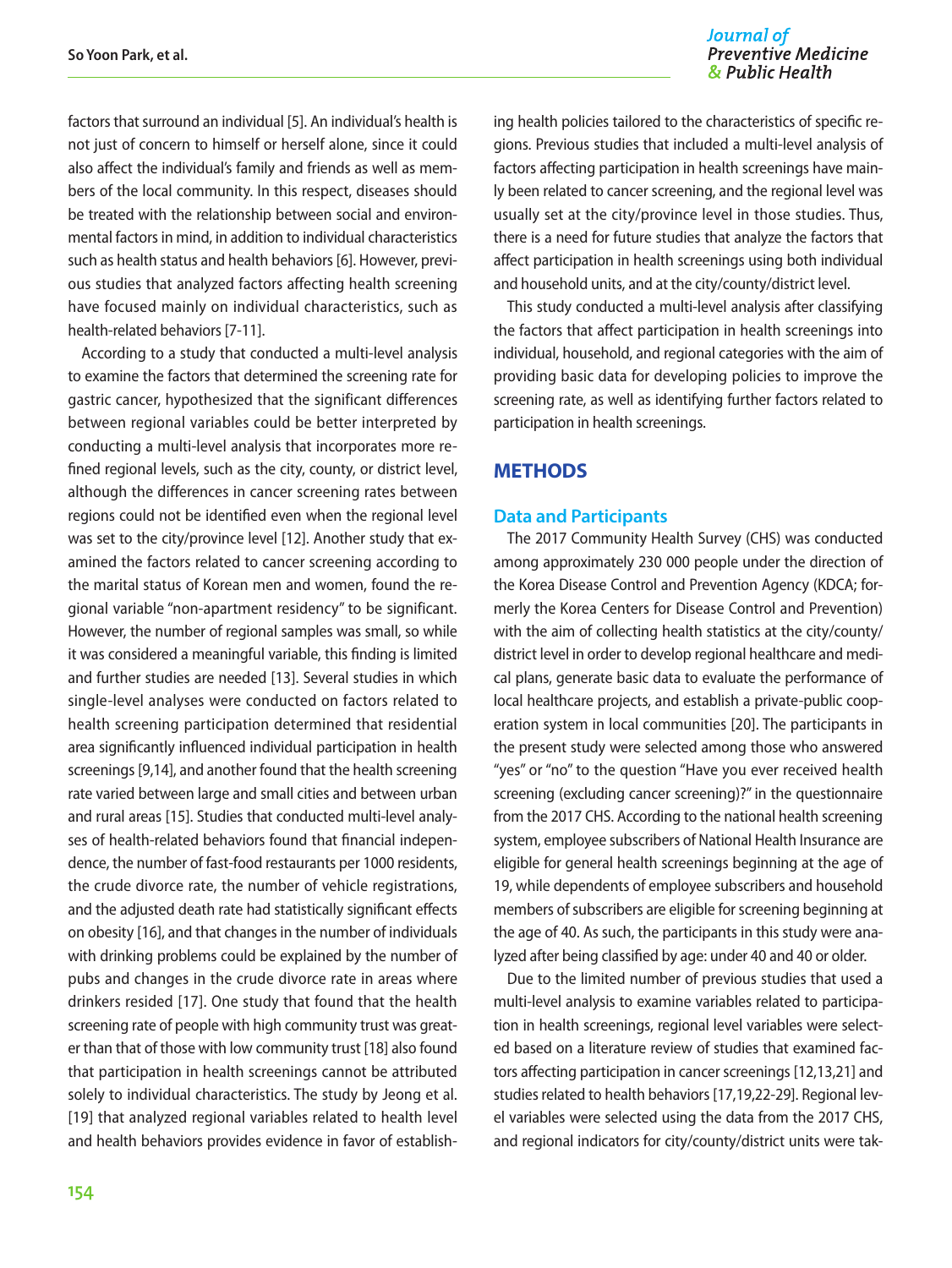factors that surround an individual [5]. An individual's health is not just of concern to himself or herself alone, since it could also affect the individual's family and friends as well as members of the local community. In this respect, diseases should be treated with the relationship between social and environmental factors in mind, in addition to individual characteristics such as health status and health behaviors [6]. However, previous studies that analyzed factors affecting health screening have focused mainly on individual characteristics, such as health-related behaviors [7-11].

According to a study that conducted a multi-level analysis to examine the factors that determined the screening rate for gastric cancer, hypothesized that the significant differences between regional variables could be better interpreted by conducting a multi-level analysis that incorporates more refined regional levels, such as the city, county, or district level, although the differences in cancer screening rates between regions could not be identified even when the regional level was set to the city/province level [12]. Another study that examined the factors related to cancer screening according to the marital status of Korean men and women, found the regional variable "non-apartment residency" to be significant. However, the number of regional samples was small, so while it was considered a meaningful variable, this finding is limited and further studies are needed [13]. Several studies in which single-level analyses were conducted on factors related to health screening participation determined that residential area significantly influenced individual participation in health screenings [9,14], and another found that the health screening rate varied between large and small cities and between urban and rural areas [15]. Studies that conducted multi-level analyses of health-related behaviors found that financial independence, the number of fast-food restaurants per 1000 residents, the crude divorce rate, the number of vehicle registrations, and the adjusted death rate had statistically significant effects on obesity [16], and that changes in the number of individuals with drinking problems could be explained by the number of pubs and changes in the crude divorce rate in areas where drinkers resided [17]. One study that found that the health screening rate of people with high community trust was greater than that of those with low community trust [18] also found that participation in health screenings cannot be attributed solely to individual characteristics. The study by Jeong et al. [19] that analyzed regional variables related to health level and health behaviors provides evidence in favor of establishing health policies tailored to the characteristics of specific regions. Previous studies that included a multi-level analysis of factors affecting participation in health screenings have mainly been related to cancer screening, and the regional level was usually set at the city/province level in those studies. Thus, there is a need for future studies that analyze the factors that affect participation in health screenings using both individual and household units, and at the city/county/district level.

This study conducted a multi-level analysis after classifying the factors that affect participation in health screenings into individual, household, and regional categories with the aim of providing basic data for developing policies to improve the screening rate, as well as identifying further factors related to participation in health screenings.

## METHODS

### Data and Participants

The 2017 Community Health Survey (CHS) was conducted among approximately 230 000 people under the direction of the Korea Disease Control and Prevention Agency (KDCA; formerly the Korea Centers for Disease Control and Prevention) with the aim of collecting health statistics at the city/county/district level in order to develop regional healthcare and medical plans, generate basic data to evaluate the performance of local healthcare projects, and establish a private-public cooperation system in local communities [20]. The participants in the present study were selected among those who answered "yes" or "no" to the question "Have you ever received health screening (excluding cancer screening)?" in the questionnaire from the 2017 CHS. According to the national health screening system, employee subscribers of National Health Insurance are eligible for general health screenings beginning at the age of 19, while dependents of employee subscribers and household members of subscribers are eligible for screening beginning at the age of 40. As such, the participants in this study were analyzed after being classified by age: under 40 and 40 or older.

Due to the limited number of previous studies that used a multi-level analysis to examine variables related to participation in health screenings, regional level variables were selected based on a literature review of studies that examined factors affecting participation in cancer screenings [12,13,21] and studies related to health behaviors [17,19,22-29]. Regional level variables were selected using the data from the 2017 CHS, and regional indicators for city/county/district units were tak-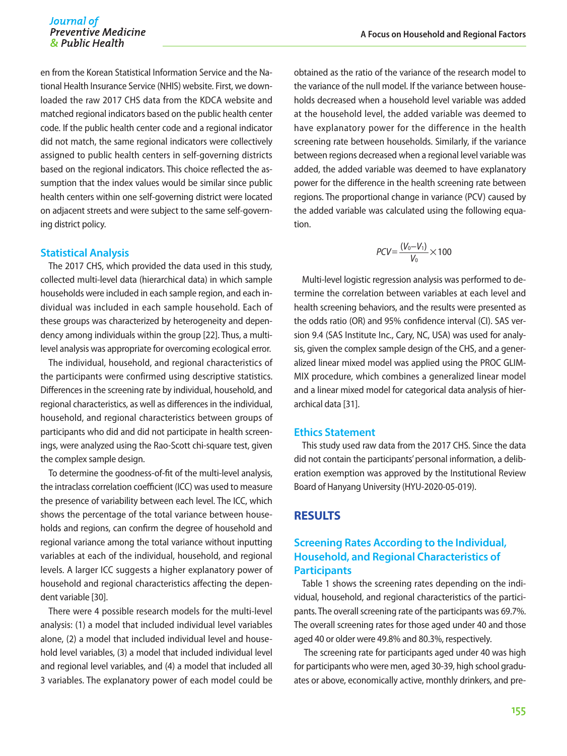en from the Korean Statistical Information Service and the National Health Insurance Service (NHIS) website. First, we downloaded the raw 2017 CHS data from the KDCA website and matched regional indicators based on the public health center code. If the public health center code and a regional indicator did not match, the same regional indicators were collectively assigned to public health centers in self-governing districts based on the regional indicators. This choice reflected the assumption that the index values would be similar since public health centers within one self-governing district were located on adjacent streets and were subject to the same self-governing district policy.

## Statistical Analysis

The 2017 CHS, which provided the data used in this study, collected multi-level data (hierarchical data) in which sample households were included in each sample region, and each individual was included in each sample household. Each of these groups was characterized by heterogeneity and dependency among individuals within the group [22]. Thus, a multi-level analysis was appropriate for overcoming ecological error.

The individual, household, and regional characteristics of the participants were confirmed using descriptive statistics. Differences in the screening rate by individual, household, and regional characteristics, as well as differences in the individual, household, and regional characteristics between groups of participants who did and did not participate in health screenings, were analyzed using the Rao-Scott chi-square test, given the complex sample design.

To determine the goodness-of-fit of the multi-level analysis, the intraclass correlation coefficient (ICC) was used to measure the presence of variability between each level. The ICC, which shows the percentage of the total variance between households and regions, can confirm the degree of household and regional variance among the total variance without inputting variables at each of the individual, household, and regional levels. A larger ICC suggests a higher explanatory power of household and regional characteristics affecting the dependent variable [30].

There were 4 possible research models for the multi-level analysis: (1) a model that included individual level variables alone, (2) a model that included individual level and household level variables, (3) a model that included individual level and regional level variables, and (4) a model that included all 3 variables. The explanatory power of each model could be obtained as the ratio of the variance of the research model to the variance of the null model. If the variance between households decreased when a household level variable was added at the household level, the added variable was deemed to have explanatory power for the difference in the health screening rate between households. Similarly, if the variance between regions decreased when a regional level variable was added, the added variable was deemed to have explanatory power for the difference in the health screening rate between regions. The proportional change in variance (PCV) caused by the added variable was calculated using the following equation.

$$PCV = \frac{(V_0 - V_1)}{V_0} \times 100$$

Multi-level logistic regression analysis was performed to determine the correlation between variables at each level and health screening behaviors, and the results were presented as the odds ratio (OR) and 95% confidence interval (CI). SAS version 9.4 (SAS Institute Inc., Cary, NC, USA) was used for analysis, given the complex sample design of the CHS, and a generalized linear mixed model was applied using the PROC GLIMMIX procedure, which combines a generalized linear model and a linear mixed model for categorical data analysis of hierarchical data [31].

## Ethics Statement

This study used raw data from the 2017 CHS. Since the data did not contain the participants' personal information, a deliberation exemption was approved by the Institutional Review Board of Hanyang University (HYU-2020-05-019).

# RESULTS

## Screening Rates According to the Individual, Household, and Regional Characteristics of Participants

Table 1 shows the screening rates depending on the individual, household, and regional characteristics of the participants. The overall screening rate of the participants was 69.7%. The overall screening rates for those aged under 40 and those aged 40 or older were 49.8% and 80.3%, respectively.

The screening rate for participants aged under 40 was high for participants who were men, aged 30-39, high school graduates or above, economically active, monthly drinkers, and pre-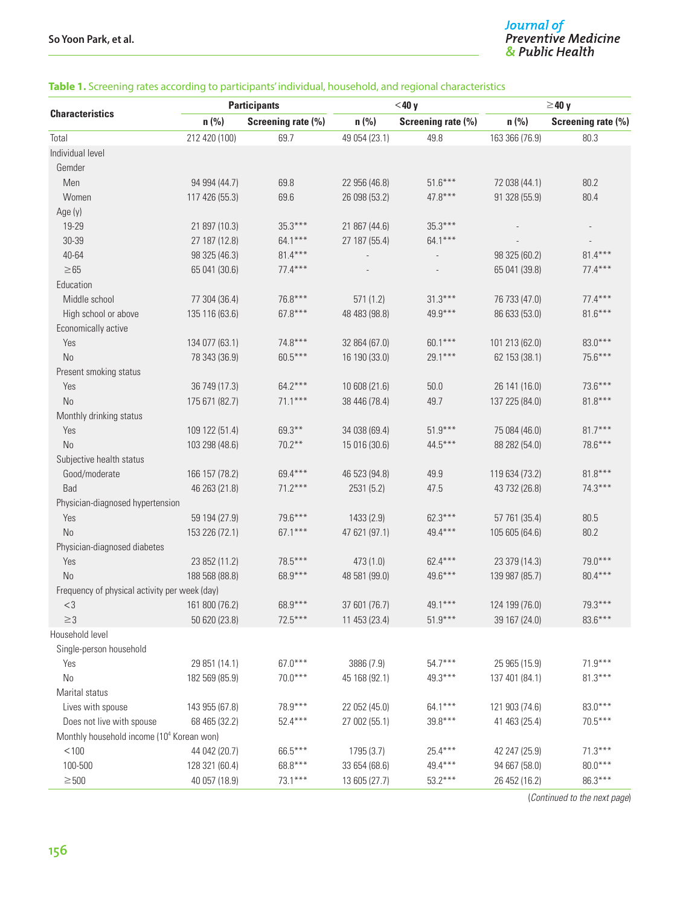**Table 1.** Screening rates according to participants' individual, household, and regional characteristics

| Characteristics | Participants | | <40 y | | ≥40 y | |
|---|---|---|---|---|---|---|
| | n (%) | Screening rate (%) | n (%) | Screening rate (%) | n (%) | Screening rate (%) |
| Total | 212 420 (100) | 69.7 | 49 054 (23.1) | 49.8 | 163 366 (76.9) | 80.3 |
| Individual level | | | | | | |
| Gemder | | | | | | |
| Men | 94 994 (44.7) | 69.8 | 22 956 (46.8) | 51.6*** | 72 038 (44.1) | 80.2 |
| Women | 117 426 (55.3) | 69.6 | 26 098 (53.2) | 47.8*** | 91 328 (55.9) | 80.4 |
| Age (y) | | | | | | |
| 19-29 | 21 897 (10.3) | 35.3*** | 21 867 (44.6) | 35.3*** | - | - |
| 30-39 | 27 187 (12.8) | 64.1*** | 27 187 (55.4) | 64.1*** | - | - |
| 40-64 | 98 325 (46.3) | 81.4*** | - | - | 98 325 (60.2) | 81.4*** |
| ≥65 | 65 041 (30.6) | 77.4*** | - | - | 65 041 (39.8) | 77.4*** |
| Education | | | | | | |
| Middle school | 77 304 (36.4) | 76.8*** | 571 (1.2) | 31.3*** | 76 733 (47.0) | 77.4*** |
| High school or above | 135 116 (63.6) | 67.8*** | 48 483 (98.8) | 49.9*** | 86 633 (53.0) | 81.6*** |
| Economically active | | | | | | |
| Yes | 134 077 (63.1) | 74.8*** | 32 864 (67.0) | 60.1*** | 101 213 (62.0) | 83.0*** |
| No | 78 343 (36.9) | 60.5*** | 16 190 (33.0) | 29.1*** | 62 153 (38.1) | 75.6*** |
| Present smoking status | | | | | | |
| Yes | 36 749 (17.3) | 64.2*** | 10 608 (21.6) | 50.0 | 26 141 (16.0) | 73.6*** |
| No | 175 671 (82.7) | 71.1*** | 38 446 (78.4) | 49.7 | 137 225 (84.0) | 81.8*** |
| Monthly drinking status | | | | | | |
| Yes | 109 122 (51.4) | 69.3** | 34 038 (69.4) | 51.9*** | 75 084 (46.0) | 81.7*** |
| No | 103 298 (48.6) | 70.2** | 15 016 (30.6) | 44.5*** | 88 282 (54.0) | 78.6*** |
| Subjective health status | | | | | | |
| Good/moderate | 166 157 (78.2) | 69.4*** | 46 523 (94.8) | 49.9 | 119 634 (73.2) | 81.8*** |
| Bad | 46 263 (21.8) | 71.2*** | 2531 (5.2) | 47.5 | 43 732 (26.8) | 74.3*** |
| Physician-diagnosed hypertension | | | | | | |
| Yes | 59 194 (27.9) | 79.6*** | 1433 (2.9) | 62.3*** | 57 761 (35.4) | 80.5 |
| No | 153 226 (72.1) | 67.1*** | 47 621 (97.1) | 49.4*** | 105 605 (64.6) | 80.2 |
| Physician-diagnosed diabetes | | | | | | |
| Yes | 23 852 (11.2) | 78.5*** | 473 (1.0) | 62.4*** | 23 379 (14.3) | 79.0*** |
| No | 188 568 (88.8) | 68.9*** | 48 581 (99.0) | 49.6*** | 139 987 (85.7) | 80.4*** |
| Frequency of physical activity per week (day) | | | | | | |
| <3 | 161 800 (76.2) | 68.9*** | 37 601 (76.7) | 49.1*** | 124 199 (76.0) | 79.3*** |
| ≥3 | 50 620 (23.8) | 72.5*** | 11 453 (23.4) | 51.9*** | 39 167 (24.0) | 83.6*** |
| Household level | | | | | | |
| Single-person household | | | | | | |
| Yes | 29 851 (14.1) | 67.0*** | 3886 (7.9) | 54.7*** | 25 965 (15.9) | 71.9*** |
| No | 182 569 (85.9) | 70.0*** | 45 168 (92.1) | 49.3*** | 137 401 (84.1) | 81.3*** |
| Marital status | | | | | | |
| Lives with spouse | 143 955 (67.8) | 78.9*** | 22 052 (45.0) | 64.1*** | 121 903 (74.6) | 83.0*** |
| Does not live with spouse | 68 465 (32.2) | 52.4*** | 27 002 (55.1) | 39.8*** | 41 463 (25.4) | 70.5*** |
| Monthly household income ($10^4$ Korean won) | | | | | | |
| <100 | 44 042 (20.7) | 66.5*** | 1795 (3.7) | 25.4*** | 42 247 (25.9) | 71.3*** |
| 100-500 | 128 321 (60.4) | 68.8*** | 33 654 (68.6) | 49.4*** | 94 667 (58.0) | 80.0*** |
| ≥500 | 40 057 (18.9) | 73.1*** | 13 605 (27.7) | 53.2*** | 26 452 (16.2) | 86.3*** |

(*Continued to the next page*)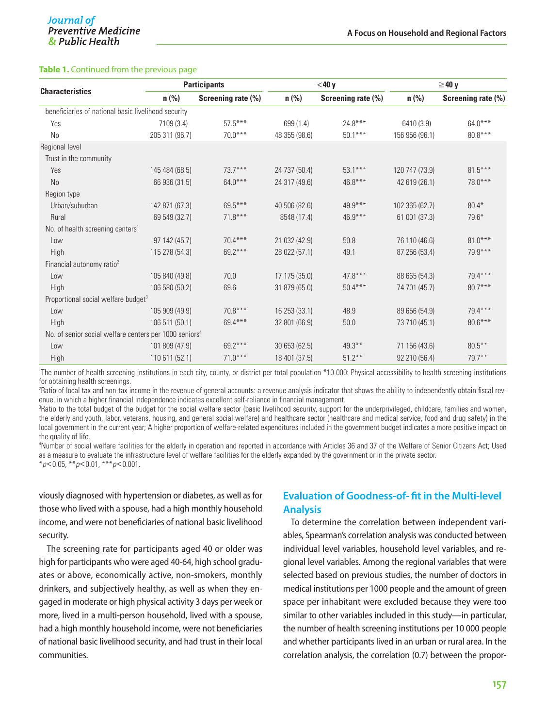**Table 1.** Continued from the previous page

| Characteristics | Participants | | <40 y | | ≥40 y | |
|---|---|---|---|---|---|---|
| | n (%) | Screening rate (%) | n (%) | Screening rate (%) | n (%) | Screening rate (%) |
| beneficiaries of national basic livelihood security | | | | | | |
| Yes | 7109 (3.4) | 57.5*** | 699 (1.4) | 24.8*** | 6410 (3.9) | 64.0*** |
| No | 205 311 (96.7) | 70.0*** | 48 355 (98.6) | 50.1*** | 156 956 (96.1) | 80.8*** |
| Regional level | | | | | | |
| Trust in the community | | | | | | |
| Yes | 145 484 (68.5) | 73.7*** | 24 737 (50.4) | 53.1*** | 120 747 (73.9) | 81.5*** |
| No | 66 936 (31.5) | 64.0*** | 24 317 (49.6) | 46.8*** | 42 619 (26.1) | 78.0*** |
| Region type | | | | | | |
| Urban/suburban | 142 871 (67.3) | 69.5*** | 40 506 (82.6) | 49.9*** | 102 365 (62.7) | 80.4* |
| Rural | 69 549 (32.7) | 71.8*** | 8548 (17.4) | 46.9*** | 61 001 (37.3) | 79.6* |
| No. of health screening centers[1] | | | | | | |
| Low | 97 142 (45.7) | 70.4*** | 21 032 (42.9) | 50.8 | 76 110 (46.6) | 81.0*** |
| High | 115 278 (54.3) | 69.2*** | 28 022 (57.1) | 49.1 | 87 256 (53.4) | 79.9*** |
| Financial autonomy ratio[2] | | | | | | |
| Low | 105 840 (49.8) | 70.0 | 17 175 (35.0) | 47.8*** | 88 665 (54.3) | 79.4*** |
| High | 106 580 (50.2) | 69.6 | 31 879 (65.0) | 50.4*** | 74 701 (45.7) | 80.7*** |
| Proportional social welfare budget[3] | | | | | | |
| Low | 105 909 (49.9) | 70.8*** | 16 253 (33.1) | 48.9 | 89 656 (54.9) | 79.4*** |
| High | 106 511 (50.1) | 69.4*** | 32 801 (66.9) | 50.0 | 73 710 (45.1) | 80.6*** |
| No. of senior social welfare centers per 1000 seniors[4] | | | | | | |
| Low | 101 809 (47.9) | 69.2*** | 30 653 (62.5) | 49.3** | 71 156 (43.6) | 80.5** |
| High | 110 611 (52.1) | 71.0*** | 18 401 (37.5) | 51.2** | 92 210 (56.4) | 79.7** |

[1]The number of health screening institutions in each city, county, or district per total population *10 000: Physical accessibility to health screening institutions for obtaining health screenings.
[2]Ratio of local tax and non-tax income in the revenue of general accounts: a revenue analysis indicator that shows the ability to independently obtain fiscal revenue, in which a higher financial independence indicates excellent self-reliance in financial management.
[3]Ratio to the total budget of the budget for the social welfare sector (basic livelihood security, support for the underprivileged, childcare, families and women, the elderly and youth, labor, veterans, housing, and general social welfare) and healthcare sector (healthcare and medical service, food and drug safety) in the local government in the current year; A higher proportion of welfare-related expenditures included in the government budget indicates a more positive impact on the quality of life.
[4]Number of social welfare facilities for the elderly in operation and reported in accordance with Articles 36 and 37 of the Welfare of Senior Citizens Act; Used as a measure to evaluate the infrastructure level of welfare facilities for the elderly expanded by the government or in the private sector.
*$p<0.05$, **$p<0.01$, ***$p<0.001$.

viously diagnosed with hypertension or diabetes, as well as for those who lived with a spouse, had a high monthly household income, and were not beneficiaries of national basic livelihood security.

The screening rate for participants aged 40 or older was high for participants who were aged 40-64, high school graduates or above, economically active, non-smokers, monthly drinkers, and subjectively healthy, as well as when they engaged in moderate or high physical activity 3 days per week or more, lived in a multi-person household, lived with a spouse, had a high monthly household income, were not beneficiaries of national basic livelihood security, and had trust in their local communities.

## Evaluation of Goodness-of- fit in the Multi-level Analysis

To determine the correlation between independent variables, Spearman's correlation analysis was conducted between individual level variables, household level variables, and regional level variables. Among the regional variables that were selected based on previous studies, the number of doctors in medical institutions per 1000 people and the amount of green space per inhabitant were excluded because they were too similar to other variables included in this study—in particular, the number of health screening institutions per 10 000 people and whether participants lived in an urban or rural area. In the correlation analysis, the correlation (0.7) between the propor-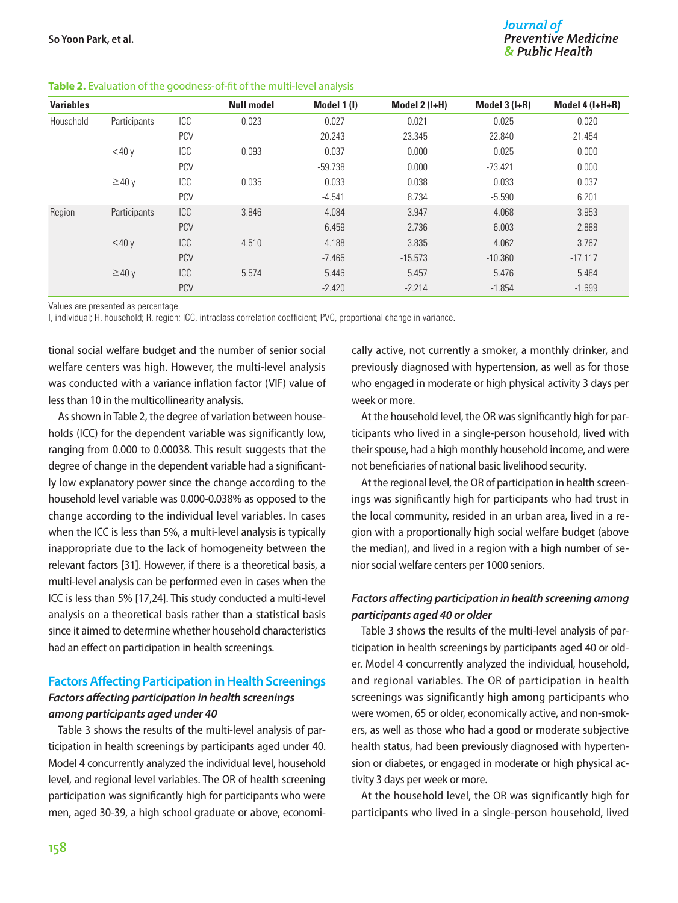**Table 2.** Evaluation of the goodness-of-fit of the multi-level analysis

| Variables | | | Null model | Model 1 (I) | Model 2 (I+H) | Model 3 (I+R) | Model 4 (I+H+R) |
|---|---|---|---|---|---|---|---|
| Household | Participants | ICC | 0.023 | 0.027 | 0.021 | 0.025 | 0.020 |
| | | PCV | | 20.243 | -23.345 | 22.840 | -21.454 |
| | <40 y | ICC | 0.093 | 0.037 | 0.000 | 0.025 | 0.000 |
| | | PCV | | -59.738 | 0.000 | -73.421 | 0.000 |
| | ≥40 y | ICC | 0.035 | 0.033 | 0.038 | 0.033 | 0.037 |
| | | PCV | | -4.541 | 8.734 | -5.590 | 6.201 |
| Region | Participants | ICC | 3.846 | 4.084 | 3.947 | 4.068 | 3.953 |
| | | PCV | | 6.459 | 2.736 | 6.003 | 2.888 |
| | <40 y | ICC | 4.510 | 4.188 | 3.835 | 4.062 | 3.767 |
| | | PCV | | -7.465 | -15.573 | -10.360 | -17.117 |
| | ≥40 y | ICC | 5.574 | 5.446 | 5.457 | 5.476 | 5.484 |
| | | PCV | | -2.420 | -2.214 | -1.854 | -1.699 |

Values are presented as percentage.
I, individual; H, household; R, region; ICC, intraclass correlation coefficient; PVC, proportional change in variance.

tional social welfare budget and the number of senior social welfare centers was high. However, the multi-level analysis was conducted with a variance inflation factor (VIF) value of less than 10 in the multicollinearity analysis.

As shown in Table 2, the degree of variation between households (ICC) for the dependent variable was significantly low, ranging from 0.000 to 0.00038. This result suggests that the degree of change in the dependent variable had a significantly low explanatory power since the change according to the household level variable was 0.000-0.038% as opposed to the change according to the individual level variables. In cases when the ICC is less than 5%, a multi-level analysis is typically inappropriate due to the lack of homogeneity between the relevant factors [31]. However, if there is a theoretical basis, a multi-level analysis can be performed even in cases when the ICC is less than 5% [17,24]. This study conducted a multi-level analysis on a theoretical basis rather than a statistical basis since it aimed to determine whether household characteristics had an effect on participation in health screenings.

## Factors Affecting Participation in Health Screenings

### *Factors affecting participation in health screenings among participants aged under 40*

Table 3 shows the results of the multi-level analysis of participation in health screenings by participants aged under 40. Model 4 concurrently analyzed the individual level, household level, and regional level variables. The OR of health screening participation was significantly high for participants who were men, aged 30-39, a high school graduate or above, economically active, not currently a smoker, a monthly drinker, and previously diagnosed with hypertension, as well as for those who engaged in moderate or high physical activity 3 days per week or more.

At the household level, the OR was significantly high for participants who lived in a single-person household, lived with their spouse, had a high monthly household income, and were not beneficiaries of national basic livelihood security.

At the regional level, the OR of participation in health screenings was significantly high for participants who had trust in the local community, resided in an urban area, lived in a region with a proportionally high social welfare budget (above the median), and lived in a region with a high number of senior social welfare centers per 1000 seniors.

### *Factors affecting participation in health screening among participants aged 40 or older*

Table 3 shows the results of the multi-level analysis of participation in health screenings by participants aged 40 or older. Model 4 concurrently analyzed the individual, household, and regional variables. The OR of participation in health screenings was significantly high among participants who were women, 65 or older, economically active, and non-smokers, as well as those who had a good or moderate subjective health status, had been previously diagnosed with hypertension or diabetes, or engaged in moderate or high physical activity 3 days per week or more.

At the household level, the OR was significantly high for participants who lived in a single-person household, lived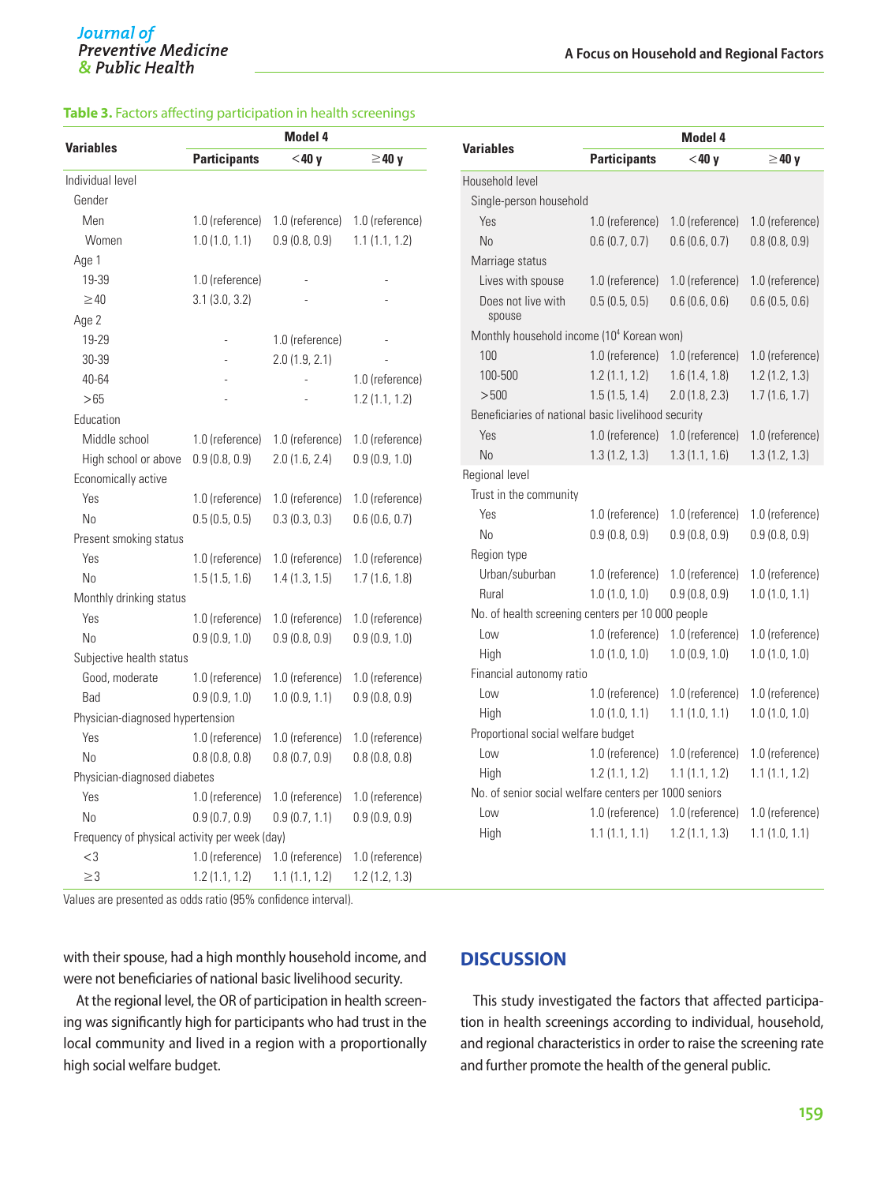**Table 3.** Factors affecting participation in health screenings

| Variables | Model 4 | | |
|---|---|---|---|
| | Participants | <40 y | ≥40 y |
| Individual level | | | |
| Gender | | | |
| Men | 1.0 (reference) | 1.0 (reference) | 1.0 (reference) |
| Women | 1.0 (1.0, 1.1) | 0.9 (0.8, 0.9) | 1.1 (1.1, 1.2) |
| Age 1 | | | |
| 19-39 | 1.0 (reference) | - | - |
| ≥40 | 3.1 (3.0, 3.2) | - | - |
| Age 2 | | | |
| 19-29 | - | 1.0 (reference) | - |
| 30-39 | - | 2.0 (1.9, 2.1) | - |
| 40-64 | - | - | 1.0 (reference) |
| >65 | - | - | 1.2 (1.1, 1.2) |
| Education | | | |
| Middle school | 1.0 (reference) | 1.0 (reference) | 1.0 (reference) |
| High school or above | 0.9 (0.8, 0.9) | 2.0 (1.6, 2.4) | 0.9 (0.9, 1.0) |
| Economically active | | | |
| Yes | 1.0 (reference) | 1.0 (reference) | 1.0 (reference) |
| No | 0.5 (0.5, 0.5) | 0.3 (0.3, 0.3) | 0.6 (0.6, 0.7) |
| Present smoking status | | | |
| Yes | 1.0 (reference) | 1.0 (reference) | 1.0 (reference) |
| No | 1.5 (1.5, 1.6) | 1.4 (1.3, 1.5) | 1.7 (1.6, 1.8) |
| Monthly drinking status | | | |
| Yes | 1.0 (reference) | 1.0 (reference) | 1.0 (reference) |
| No | 0.9 (0.9, 1.0) | 0.9 (0.8, 0.9) | 0.9 (0.9, 1.0) |
| Subjective health status | | | |
| Good, moderate | 1.0 (reference) | 1.0 (reference) | 1.0 (reference) |
| Bad | 0.9 (0.9, 1.0) | 1.0 (0.9, 1.1) | 0.9 (0.8, 0.9) |
| Physician-diagnosed hypertension | | | |
| Yes | 1.0 (reference) | 1.0 (reference) | 1.0 (reference) |
| No | 0.8 (0.8, 0.8) | 0.8 (0.7, 0.9) | 0.8 (0.8, 0.8) |
| Physician-diagnosed diabetes | | | |
| Yes | 1.0 (reference) | 1.0 (reference) | 1.0 (reference) |
| No | 0.9 (0.7, 0.9) | 0.9 (0.7, 1.1) | 0.9 (0.9, 0.9) |
| Frequency of physical activity per week (day) | | | |
| <3 | 1.0 (reference) | 1.0 (reference) | 1.0 (reference) |
| ≥3 | 1.2 (1.1, 1.2) | 1.1 (1.1, 1.2) | 1.2 (1.2, 1.3) |
| Household level | | | |
| Single-person household | | | |
| Yes | 1.0 (reference) | 1.0 (reference) | 1.0 (reference) |
| No | 0.6 (0.7, 0.7) | 0.6 (0.6, 0.7) | 0.8 (0.8, 0.9) |
| Marriage status | | | |
| Lives with spouse | 1.0 (reference) | 1.0 (reference) | 1.0 (reference) |
| Does not live with spouse | 0.5 (0.5, 0.5) | 0.6 (0.6, 0.6) | 0.6 (0.5, 0.6) |
| Monthly household income ($10^4$ Korean won) | | | |
| 100 | 1.0 (reference) | 1.0 (reference) | 1.0 (reference) |
| 100-500 | 1.2 (1.1, 1.2) | 1.6 (1.4, 1.8) | 1.2 (1.2, 1.3) |
| >500 | 1.5 (1.5, 1.4) | 2.0 (1.8, 2.3) | 1.7 (1.6, 1.7) |
| Beneficiaries of national basic livelihood security | | | |
| Yes | 1.0 (reference) | 1.0 (reference) | 1.0 (reference) |
| No | 1.3 (1.2, 1.3) | 1.3 (1.1, 1.6) | 1.3 (1.2, 1.3) |
| Regional level | | | |
| Trust in the community | | | |
| Yes | 1.0 (reference) | 1.0 (reference) | 1.0 (reference) |
| No | 0.9 (0.8, 0.9) | 0.9 (0.8, 0.9) | 0.9 (0.8, 0.9) |
| Region type | | | |
| Urban/suburban | 1.0 (reference) | 1.0 (reference) | 1.0 (reference) |
| Rural | 1.0 (1.0, 1.0) | 0.9 (0.8, 0.9) | 1.0 (1.0, 1.1) |
| No. of health screening centers per 10 000 people | | | |
| Low | 1.0 (reference) | 1.0 (reference) | 1.0 (reference) |
| High | 1.0 (1.0, 1.0) | 1.0 (0.9, 1.0) | 1.0 (1.0, 1.0) |
| Financial autonomy ratio | | | |
| Low | 1.0 (reference) | 1.0 (reference) | 1.0 (reference) |
| High | 1.0 (1.0, 1.1) | 1.1 (1.0, 1.1) | 1.0 (1.0, 1.0) |
| Proportional social welfare budget | | | |
| Low | 1.0 (reference) | 1.0 (reference) | 1.0 (reference) |
| High | 1.2 (1.1, 1.2) | 1.1 (1.1, 1.2) | 1.1 (1.1, 1.2) |
| No. of senior social welfare centers per 1000 seniors | | | |
| Low | 1.0 (reference) | 1.0 (reference) | 1.0 (reference) |
| High | 1.1 (1.1, 1.1) | 1.2 (1.1, 1.3) | 1.1 (1.0, 1.1) |

Values are presented as odds ratio (95% confidence interval).

with their spouse, had a high monthly household income, and were not beneficiaries of national basic livelihood security.

At the regional level, the OR of participation in health screening was significantly high for participants who had trust in the local community and lived in a region with a proportionally high social welfare budget.

## DISCUSSION

This study investigated the factors that affected participation in health screenings according to individual, household, and regional characteristics in order to raise the screening rate and further promote the health of the general public.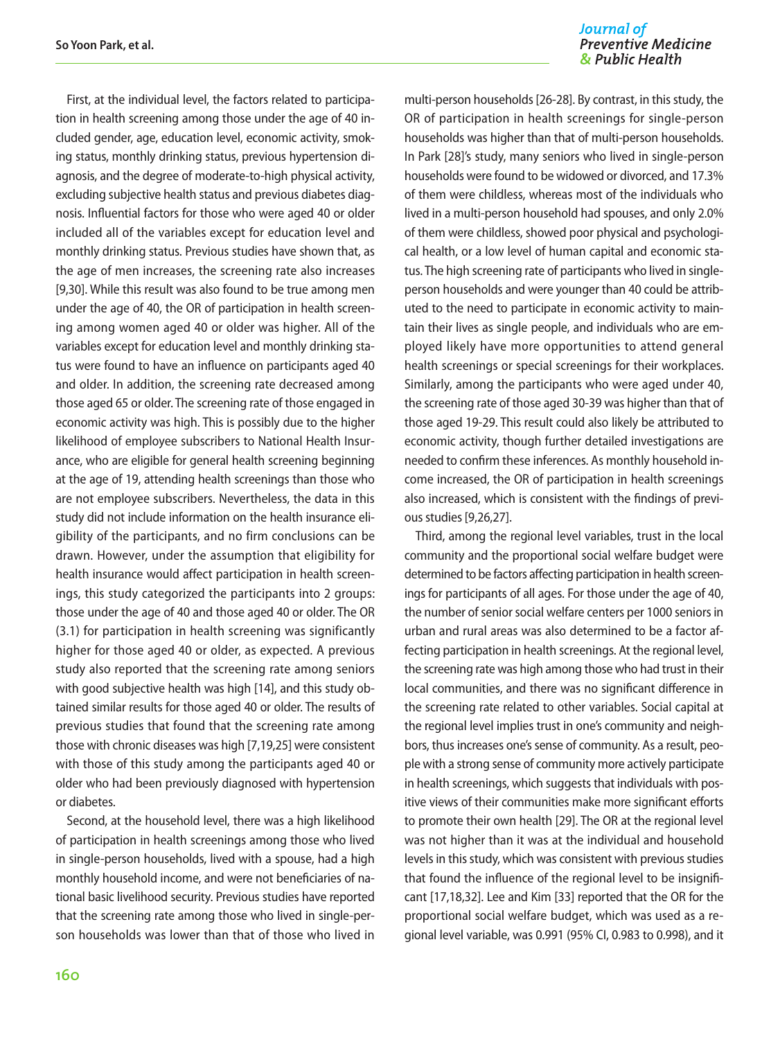First, at the individual level, the factors related to participation in health screening among those under the age of 40 included gender, age, education level, economic activity, smoking status, monthly drinking status, previous hypertension diagnosis, and the degree of moderate-to-high physical activity, excluding subjective health status and previous diabetes diagnosis. Influential factors for those who were aged 40 or older included all of the variables except for education level and monthly drinking status. Previous studies have shown that, as the age of men increases, the screening rate also increases [9,30]. While this result was also found to be true among men under the age of 40, the OR of participation in health screening among women aged 40 or older was higher. All of the variables except for education level and monthly drinking status were found to have an influence on participants aged 40 and older. In addition, the screening rate decreased among those aged 65 or older. The screening rate of those engaged in economic activity was high. This is possibly due to the higher likelihood of employee subscribers to National Health Insurance, who are eligible for general health screening beginning at the age of 19, attending health screenings than those who are not employee subscribers. Nevertheless, the data in this study did not include information on the health insurance eligibility of the participants, and no firm conclusions can be drawn. However, under the assumption that eligibility for health insurance would affect participation in health screenings, this study categorized the participants into 2 groups: those under the age of 40 and those aged 40 or older. The OR (3.1) for participation in health screening was significantly higher for those aged 40 or older, as expected. A previous study also reported that the screening rate among seniors with good subjective health was high [14], and this study obtained similar results for those aged 40 or older. The results of previous studies that found that the screening rate among those with chronic diseases was high [7,19,25] were consistent with those of this study among the participants aged 40 or older who had been previously diagnosed with hypertension or diabetes.

Second, at the household level, there was a high likelihood of participation in health screenings among those who lived in single-person households, lived with a spouse, had a high monthly household income, and were not beneficiaries of national basic livelihood security. Previous studies have reported that the screening rate among those who lived in single-person households was lower than that of those who lived in multi-person households [26-28]. By contrast, in this study, the OR of participation in health screenings for single-person households was higher than that of multi-person households. In Park [28]'s study, many seniors who lived in single-person households were found to be widowed or divorced, and 17.3% of them were childless, whereas most of the individuals who lived in a multi-person household had spouses, and only 2.0% of them were childless, showed poor physical and psychological health, or a low level of human capital and economic status. The high screening rate of participants who lived in single-person households and were younger than 40 could be attributed to the need to participate in economic activity to maintain their lives as single people, and individuals who are employed likely have more opportunities to attend general health screenings or special screenings for their workplaces. Similarly, among the participants who were aged under 40, the screening rate of those aged 30-39 was higher than that of those aged 19-29. This result could also likely be attributed to economic activity, though further detailed investigations are needed to confirm these inferences. As monthly household income increased, the OR of participation in health screenings also increased, which is consistent with the findings of previous studies [9,26,27].

Third, among the regional level variables, trust in the local community and the proportional social welfare budget were determined to be factors affecting participation in health screenings for participants of all ages. For those under the age of 40, the number of senior social welfare centers per 1000 seniors in urban and rural areas was also determined to be a factor affecting participation in health screenings. At the regional level, the screening rate was high among those who had trust in their local communities, and there was no significant difference in the screening rate related to other variables. Social capital at the regional level implies trust in one's community and neighbors, thus increases one's sense of community. As a result, people with a strong sense of community more actively participate in health screenings, which suggests that individuals with positive views of their communities make more significant efforts to promote their own health [29]. The OR at the regional level was not higher than it was at the individual and household levels in this study, which was consistent with previous studies that found the influence of the regional level to be insignificant [17,18,32]. Lee and Kim [33] reported that the OR for the proportional social welfare budget, which was used as a regional level variable, was 0.991 (95% CI, 0.983 to 0.998), and it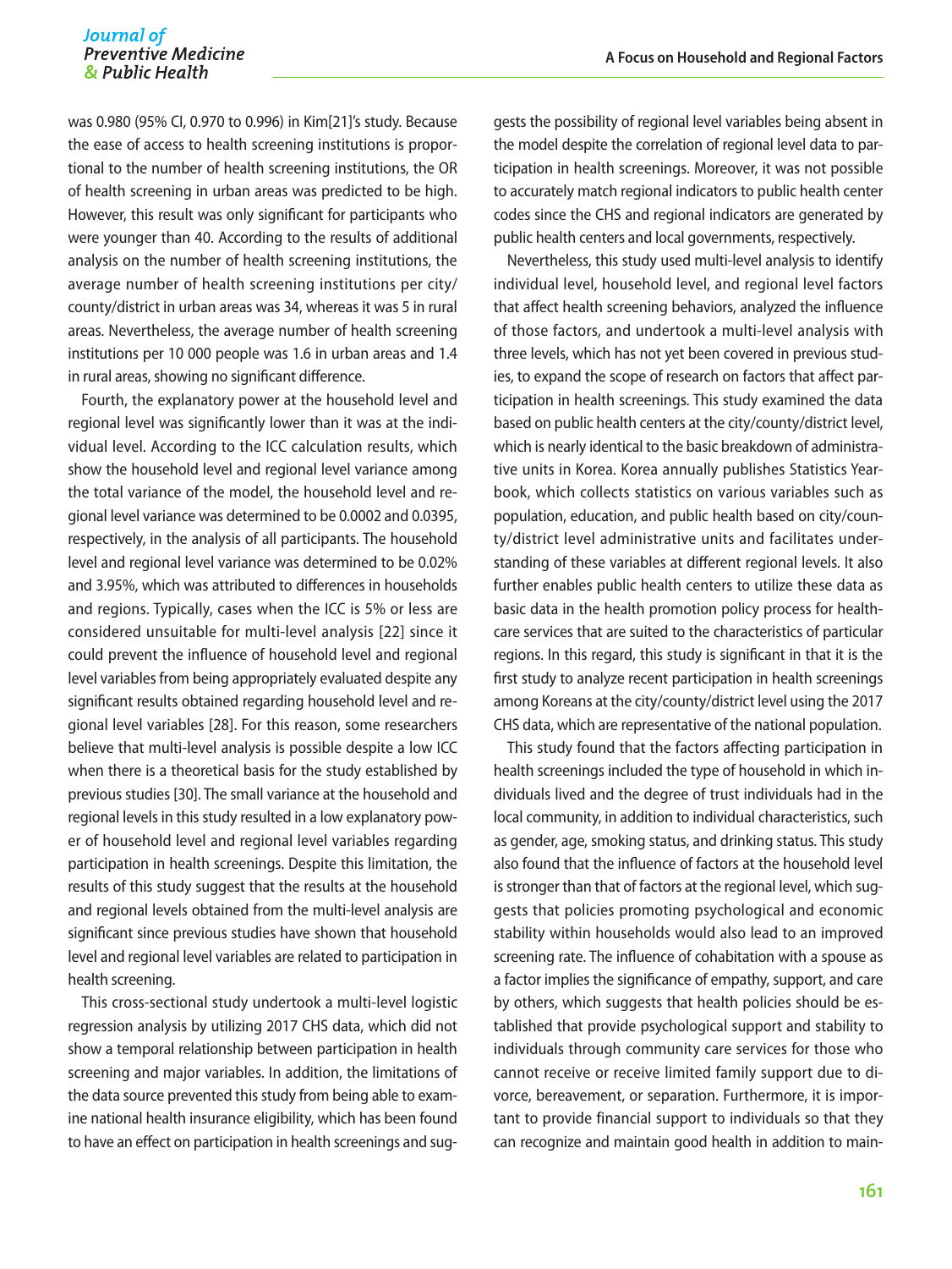was 0.980 (95% CI, 0.970 to 0.996) in Kim[21]'s study. Because the ease of access to health screening institutions is proportional to the number of health screening institutions, the OR of health screening in urban areas was predicted to be high. However, this result was only significant for participants who were younger than 40. According to the results of additional analysis on the number of health screening institutions, the average number of health screening institutions per city/county/district in urban areas was 34, whereas it was 5 in rural areas. Nevertheless, the average number of health screening institutions per 10 000 people was 1.6 in urban areas and 1.4 in rural areas, showing no significant difference.

Fourth, the explanatory power at the household level and regional level was significantly lower than it was at the individual level. According to the ICC calculation results, which show the household level and regional level variance among the total variance of the model, the household level and regional level variance was determined to be 0.0002 and 0.0395, respectively, in the analysis of all participants. The household level and regional level variance was determined to be 0.02% and 3.95%, which was attributed to differences in households and regions. Typically, cases when the ICC is 5% or less are considered unsuitable for multi-level analysis [22] since it could prevent the influence of household level and regional level variables from being appropriately evaluated despite any significant results obtained regarding household level and regional level variables [28]. For this reason, some researchers believe that multi-level analysis is possible despite a low ICC when there is a theoretical basis for the study established by previous studies [30]. The small variance at the household and regional levels in this study resulted in a low explanatory power of household level and regional level variables regarding participation in health screenings. Despite this limitation, the results of this study suggest that the results at the household and regional levels obtained from the multi-level analysis are significant since previous studies have shown that household level and regional level variables are related to participation in health screening.

This cross-sectional study undertook a multi-level logistic regression analysis by utilizing 2017 CHS data, which did not show a temporal relationship between participation in health screening and major variables. In addition, the limitations of the data source prevented this study from being able to examine national health insurance eligibility, which has been found to have an effect on participation in health screenings and suggests the possibility of regional level variables being absent in the model despite the correlation of regional level data to participation in health screenings. Moreover, it was not possible to accurately match regional indicators to public health center codes since the CHS and regional indicators are generated by public health centers and local governments, respectively.

Nevertheless, this study used multi-level analysis to identify individual level, household level, and regional level factors that affect health screening behaviors, analyzed the influence of those factors, and undertook a multi-level analysis with three levels, which has not yet been covered in previous studies, to expand the scope of research on factors that affect participation in health screenings. This study examined the data based on public health centers at the city/county/district level, which is nearly identical to the basic breakdown of administrative units in Korea. Korea annually publishes Statistics Yearbook, which collects statistics on various variables such as population, education, and public health based on city/county/district level administrative units and facilitates understanding of these variables at different regional levels. It also further enables public health centers to utilize these data as basic data in the health promotion policy process for healthcare services that are suited to the characteristics of particular regions. In this regard, this study is significant in that it is the first study to analyze recent participation in health screenings among Koreans at the city/county/district level using the 2017 CHS data, which are representative of the national population.

This study found that the factors affecting participation in health screenings included the type of household in which individuals lived and the degree of trust individuals had in the local community, in addition to individual characteristics, such as gender, age, smoking status, and drinking status. This study also found that the influence of factors at the household level is stronger than that of factors at the regional level, which suggests that policies promoting psychological and economic stability within households would also lead to an improved screening rate. The influence of cohabitation with a spouse as a factor implies the significance of empathy, support, and care by others, which suggests that health policies should be established that provide psychological support and stability to individuals through community care services for those who cannot receive or receive limited family support due to divorce, bereavement, or separation. Furthermore, it is important to provide financial support to individuals so that they can recognize and maintain good health in addition to main-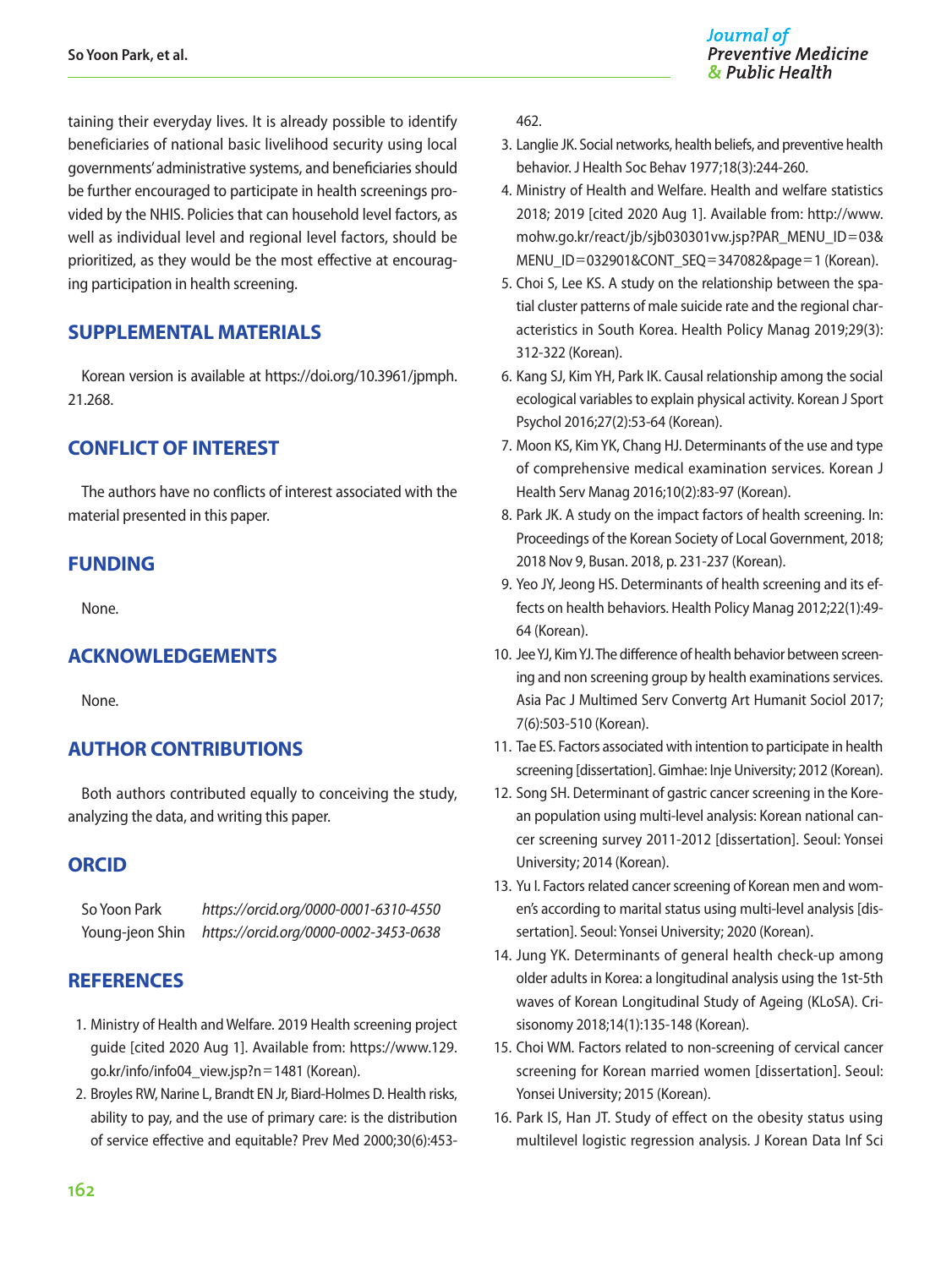taining their everyday lives. It is already possible to identify beneficiaries of national basic livelihood security using local governments' administrative systems, and beneficiaries should be further encouraged to participate in health screenings provided by the NHIS. Policies that can household level factors, as well as individual level and regional level factors, should be prioritized, as they would be the most effective at encouraging participation in health screening.

## SUPPLEMENTAL MATERIALS

Korean version is available at https://doi.org/10.3961/jpmph.21.268.

## CONFLICT OF INTEREST

The authors have no conflicts of interest associated with the material presented in this paper.

## FUNDING

None.

## ACKNOWLEDGEMENTS

None.

## AUTHOR CONTRIBUTIONS

Both authors contributed equally to conceiving the study, analyzing the data, and writing this paper.

## ORCID

So Yoon Park *https://orcid.org/0000-0001-6310-4550*
Young-jeon Shin *https://orcid.org/0000-0002-3453-0638*

## REFERENCES

1. Ministry of Health and Welfare. 2019 Health screening project guide [cited 2020 Aug 1]. Available from: https://www.129.go.kr/info/info04_view.jsp?n=1481 (Korean).
2. Broyles RW, Narine L, Brandt EN Jr, Biard-Holmes D. Health risks, ability to pay, and the use of primary care: is the distribution of service effective and equitable? Prev Med 2000;30(6):453-462.
3. Langlie JK. Social networks, health beliefs, and preventive health behavior. J Health Soc Behav 1977;18(3):244-260.
4. Ministry of Health and Welfare. Health and welfare statistics 2018; 2019 [cited 2020 Aug 1]. Available from: http://www.mohw.go.kr/react/jb/sjb030301vw.jsp?PAR_MENU_ID=03&MENU_ID=032901&CONT_SEQ=347082&page=1 (Korean).
5. Choi S, Lee KS. A study on the relationship between the spatial cluster patterns of male suicide rate and the regional characteristics in South Korea. Health Policy Manag 2019;29(3):312-322 (Korean).
6. Kang SJ, Kim YH, Park IK. Causal relationship among the social ecological variables to explain physical activity. Korean J Sport Psychol 2016;27(2):53-64 (Korean).
7. Moon KS, Kim YK, Chang HJ. Determinants of the use and type of comprehensive medical examination services. Korean J Health Serv Manag 2016;10(2):83-97 (Korean).
8. Park JK. A study on the impact factors of health screening. In: Proceedings of the Korean Society of Local Government, 2018; 2018 Nov 9, Busan. 2018, p. 231-237 (Korean).
9. Yeo JY, Jeong HS. Determinants of health screening and its effects on health behaviors. Health Policy Manag 2012;22(1):49-64 (Korean).
10. Jee YJ, Kim YJ. The difference of health behavior between screening and non screening group by health examinations services. Asia Pac J Multimed Serv Convertg Art Humanit Sociol 2017;7(6):503-510 (Korean).
11. Tae ES. Factors associated with intention to participate in health screening [dissertation]. Gimhae: Inje University; 2012 (Korean).
12. Song SH. Determinant of gastric cancer screening in the Korean population using multi-level analysis: Korean national cancer screening survey 2011-2012 [dissertation]. Seoul: Yonsei University; 2014 (Korean).
13. Yu I. Factors related cancer screening of Korean men and women's according to marital status using multi-level analysis [dissertation]. Seoul: Yonsei University; 2020 (Korean).
14. Jung YK. Determinants of general health check-up among older adults in Korea: a longitudinal analysis using the 1st-5th waves of Korean Longitudinal Study of Ageing (KLoSA). Crisisonomy 2018;14(1):135-148 (Korean).
15. Choi WM. Factors related to non-screening of cervical cancer screening for Korean married women [dissertation]. Seoul: Yonsei University; 2015 (Korean).
16. Park IS, Han JT. Study of effect on the obesity status using multilevel logistic regression analysis. J Korean Data Inf Sci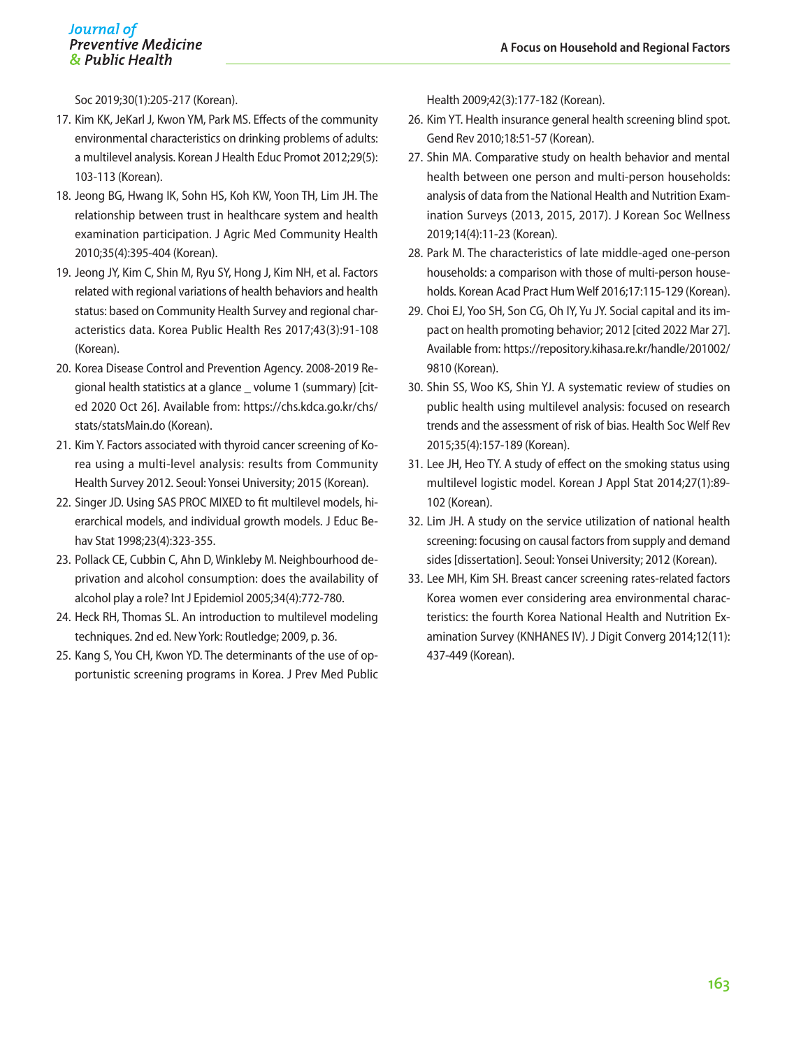Soc 2019;30(1):205-217 (Korean).

17. Kim KK, JeKarl J, Kwon YM, Park MS. Effects of the community environmental characteristics on drinking problems of adults: a multilevel analysis. Korean J Health Educ Promot 2012;29(5): 103-113 (Korean).
18. Jeong BG, Hwang IK, Sohn HS, Koh KW, Yoon TH, Lim JH. The relationship between trust in healthcare system and health examination participation. J Agric Med Community Health 2010;35(4):395-404 (Korean).
19. Jeong JY, Kim C, Shin M, Ryu SY, Hong J, Kim NH, et al. Factors related with regional variations of health behaviors and health status: based on Community Health Survey and regional characteristics data. Korea Public Health Res 2017;43(3):91-108 (Korean).
20. Korea Disease Control and Prevention Agency. 2008-2019 Regional health statistics at a glance _ volume 1 (summary) [cited 2020 Oct 26]. Available from: https://chs.kdca.go.kr/chs/stats/statsMain.do (Korean).
21. Kim Y. Factors associated with thyroid cancer screening of Korea using a multi-level analysis: results from Community Health Survey 2012. Seoul: Yonsei University; 2015 (Korean).
22. Singer JD. Using SAS PROC MIXED to fit multilevel models, hierarchical models, and individual growth models. J Educ Behav Stat 1998;23(4):323-355.
23. Pollack CE, Cubbin C, Ahn D, Winkleby M. Neighbourhood deprivation and alcohol consumption: does the availability of alcohol play a role? Int J Epidemiol 2005;34(4):772-780.
24. Heck RH, Thomas SL. An introduction to multilevel modeling techniques. 2nd ed. New York: Routledge; 2009, p. 36.
25. Kang S, You CH, Kwon YD. The determinants of the use of opportunistic screening programs in Korea. J Prev Med Public Health 2009;42(3):177-182 (Korean).
26. Kim YT. Health insurance general health screening blind spot. Gend Rev 2010;18:51-57 (Korean).
27. Shin MA. Comparative study on health behavior and mental health between one person and multi-person households: analysis of data from the National Health and Nutrition Examination Surveys (2013, 2015, 2017). J Korean Soc Wellness 2019;14(4):11-23 (Korean).
28. Park M. The characteristics of late middle-aged one-person households: a comparison with those of multi-person households. Korean Acad Pract Hum Welf 2016;17:115-129 (Korean).
29. Choi EJ, Yoo SH, Son CG, Oh IY, Yu JY. Social capital and its impact on health promoting behavior; 2012 [cited 2022 Mar 27]. Available from: https://repository.kihasa.re.kr/handle/201002/9810 (Korean).
30. Shin SS, Woo KS, Shin YJ. A systematic review of studies on public health using multilevel analysis: focused on research trends and the assessment of risk of bias. Health Soc Welf Rev 2015;35(4):157-189 (Korean).
31. Lee JH, Heo TY. A study of effect on the smoking status using multilevel logistic model. Korean J Appl Stat 2014;27(1):89-102 (Korean).
32. Lim JH. A study on the service utilization of national health screening: focusing on causal factors from supply and demand sides [dissertation]. Seoul: Yonsei University; 2012 (Korean).
33. Lee MH, Kim SH. Breast cancer screening rates-related factors Korea women ever considering area environmental characteristics: the fourth Korea National Health and Nutrition Examination Survey (KNHANES IV). J Digit Converg 2014;12(11): 437-449 (Korean).